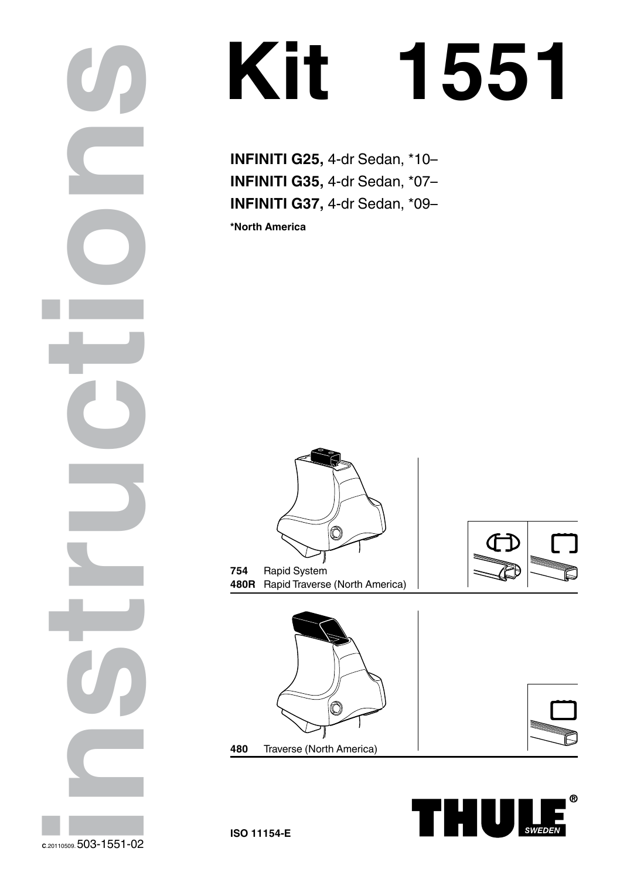# Kit 1551

**INFINITI G25,** 4-dr Sedan, *10–
**INFINITI G35,** 4-dr Sedan, *07–
**INFINITI G37,** 4-dr Sedan, *09–

***North America**

**754** Rapid System
**480R** Rapid Traverse (North America)

**480** Traverse (North America)

**ISO 11154-E**

instructions

C.20110509. 503-1551-02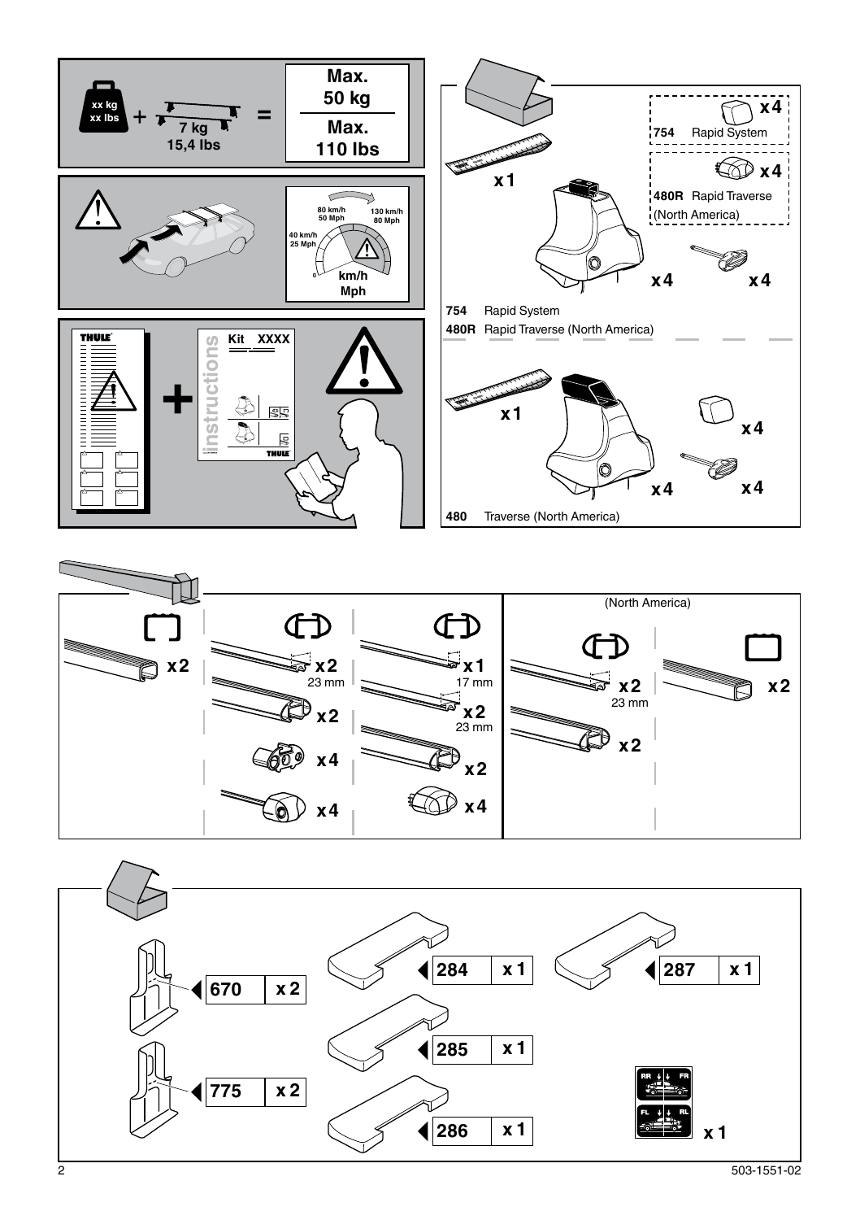xx kg
xx lbs
+ 7 kg
15,4 lbs
=

Max.
50 kg

Max.
110 lbs

80 km/h
50 Mph

130 km/h
80 Mph

40 km/h
25 Mph

0

km/h
Mph

Kit XXXX

instructions

x1

x4

754 Rapid System

x4

480R Rapid Traverse
(North America)

x4

x4

754 Rapid System
480R Rapid Traverse (North America)

x1

x4

x4

x4

480 Traverse (North America)

x2

x2
23 mm

x2

x4

x4

x1
17 mm

x2
23 mm

x2

x4

(North America)

x2
23 mm

x2

x2

| 670 | x2 |
|---|---|
| 775 | x2 |

| 284 | x1 |
|---|---|
| 285 | x1 |
| 286 | x1 |
| 287 | x1 |

RR FR
FL RL

x1

503-1551-02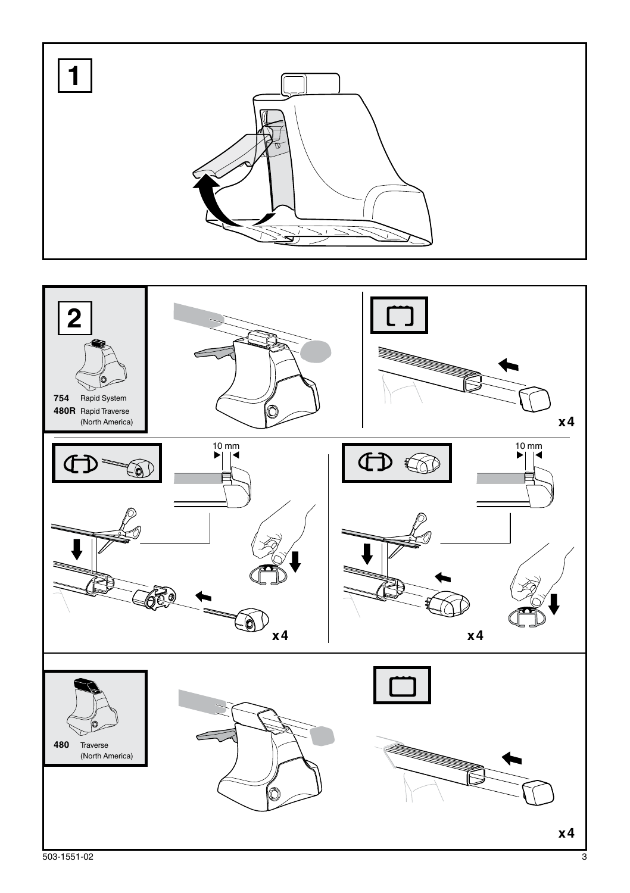**1**

**2**

**754** Rapid System

**480R** Rapid Traverse (North America)

x4

10 mm

x4

10 mm

x4

**480** Traverse (North America)

x4

503-1551-02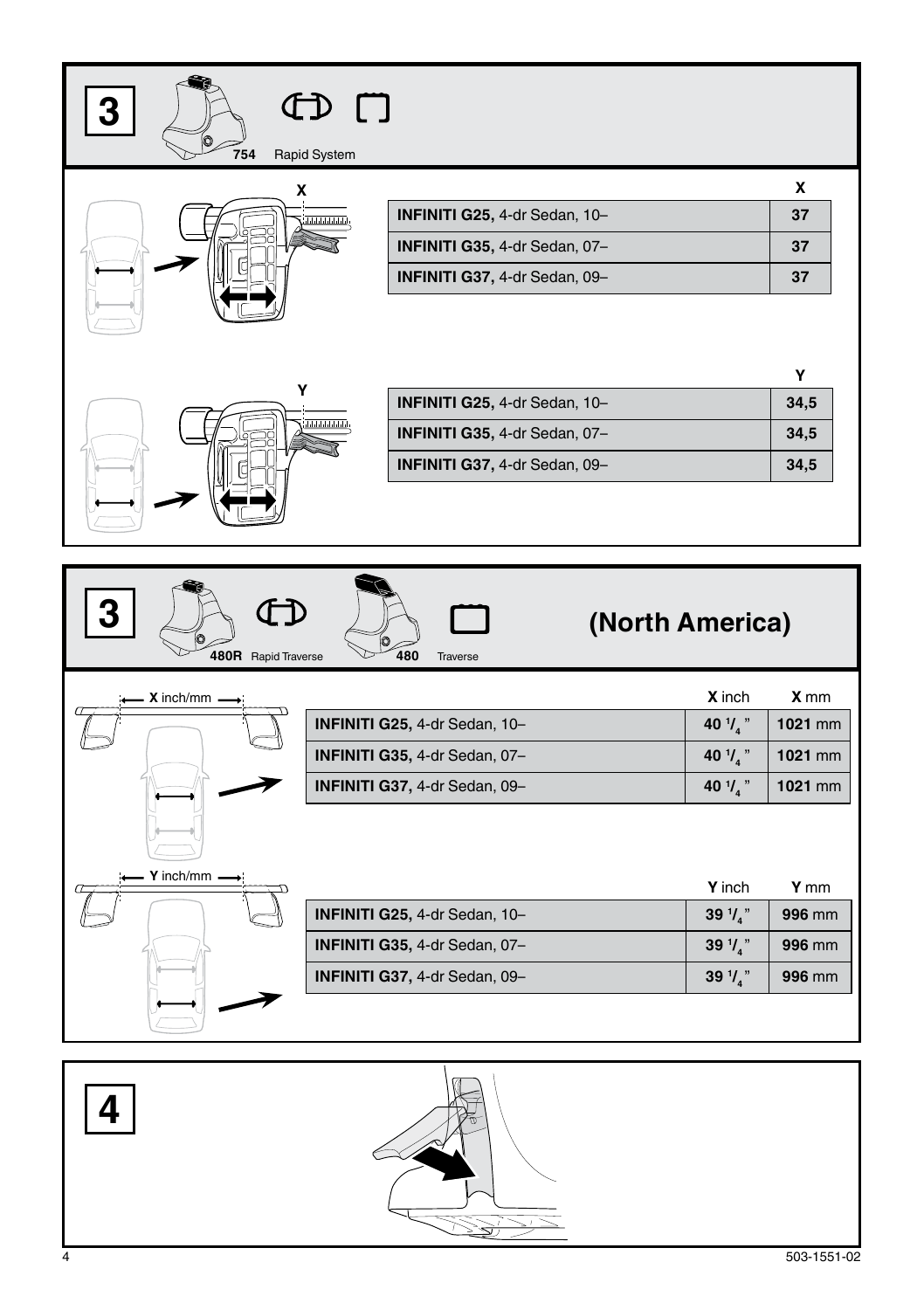## 3

754 Rapid System

| | X |
|---|---|
| **INFINITI G25,** 4-dr Sedan, 10– | **37** |
| **INFINITI G35,** 4-dr Sedan, 07– | **37** |
| **INFINITI G37,** 4-dr Sedan, 09– | **37** |

| | Y |
|---|---|
| **INFINITI G25,** 4-dr Sedan, 10– | **34,5** |
| **INFINITI G35,** 4-dr Sedan, 07– | **34,5** |
| **INFINITI G37,** 4-dr Sedan, 09– | **34,5** |

## 3 (North America)

480R Rapid Traverse · 480 Traverse

X inch/mm

| | **X** inch | **X** mm |
|---|---|---|
| **INFINITI G25,** 4-dr Sedan, 10– | **40 1/4** " | **1021** mm |
| **INFINITI G35,** 4-dr Sedan, 07– | **40 1/4** " | **1021** mm |
| **INFINITI G37,** 4-dr Sedan, 09– | **40 1/4** " | **1021** mm |

Y inch/mm

| | **Y** inch | **Y** mm |
|---|---|---|
| **INFINITI G25,** 4-dr Sedan, 10– | **39 1/4** " | **996** mm |
| **INFINITI G35,** 4-dr Sedan, 07– | **39 1/4** " | **996** mm |
| **INFINITI G37,** 4-dr Sedan, 09– | **39 1/4** " | **996** mm |

## 4

503-1551-02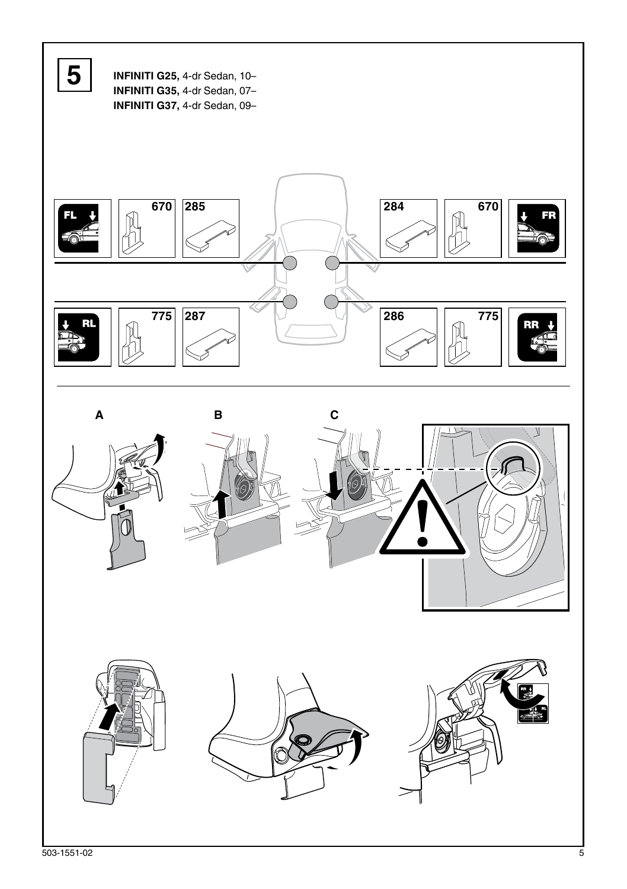**5**

**INFINITI G25,** 4-dr Sedan, 10–
**INFINITI G35,** 4-dr Sedan, 07–
**INFINITI G37,** 4-dr Sedan, 09–

| FL | 670 | 285 | | 284 | 670 | FR |
|---|---|---|---|---|---|---|
| RL | 775 | 287 | | 286 | 775 | RR |

**A** **B** **C**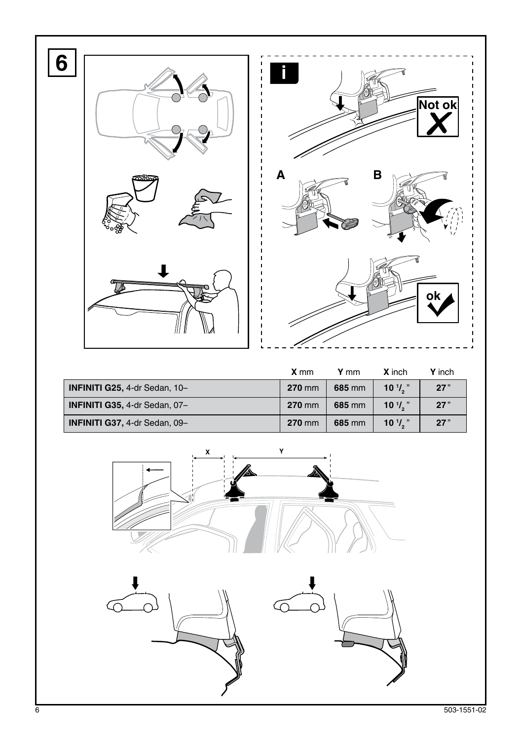# 6

**i**

**Not ok**

**A**

**B**

**ok**

| | **X** mm | **Y** mm | **X** inch | **Y** inch |
|---|---|---|---|---|
| **INFINITI G25,** 4-dr Sedan, 10– | **270** mm | **685** mm | **10 $^1/_2$** " | **27**" |
| **INFINITI G35,** 4-dr Sedan, 07– | **270** mm | **685** mm | **10 $^1/_2$** " | **27**" |
| **INFINITI G37,** 4-dr Sedan, 09– | **270** mm | **685** mm | **10 $^1/_2$** " | **27**" |

X

Y

503-1551-02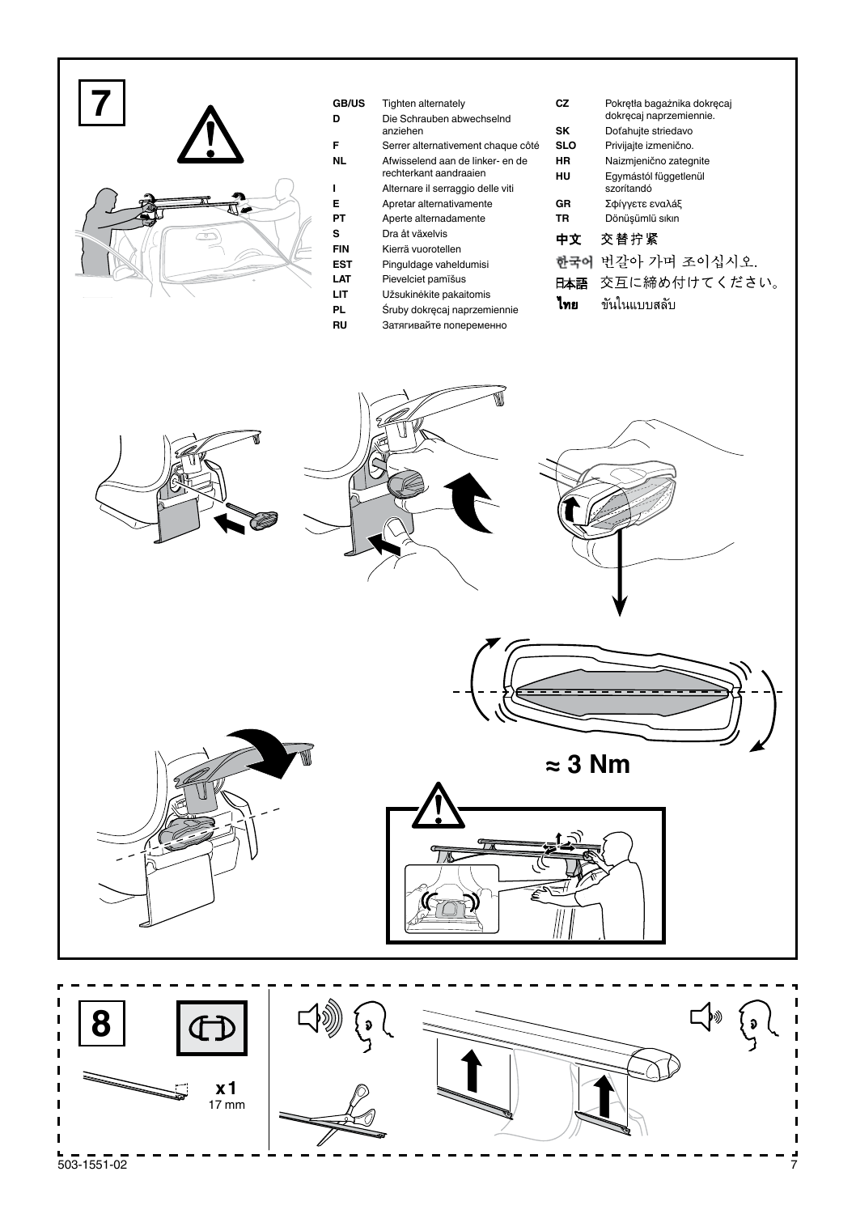## 7

| | |
|---|---|
| GB/US | Tighten alternately |
| D | Die Schrauben abwechselnd anziehen |
| F | Serrer alternativement chaque côté |
| NL | Afwisselend aan de linker- en de rechterkant aandraaien |
| I | Alternare il serraggio delle viti |
| E | Apretar alternativamente |
| PT | Aperte alternadamente |
| S | Dra åt växelvis |
| FIN | Kierrä vuorotellen |
| EST | Pinguldage vaheldumisi |
| LAT | Pievelciet pamīšus |
| LIT | Užsukinėkite pakaitomis |
| PL | Śruby dokręcaj naprzemiennie |
| RU | Затягивайте попеременно |
| CZ | Pokrętła bagażnika dokręcaj dokręcaj naprzemiennie. |
| SK | Doťahujte striedavo |
| SLO | Privijajte izmenično. |
| HR | Naizmjenično zategnite |
| HU | Egymástól függetlenül szorítandó |
| GR | Σφίγγετε εναλλάξ |
| TR | Dönüşümlü sıkın |
| 中文 | 交替拧紧 |
| 한국어 | 번갈아 가며 조이십시오. |
| 日本語 | 交互に締め付けてください。 |
| ไทย | ขันในแบบสลับ |

≈ 3 Nm

## 8

x1
17 mm

503-1551-02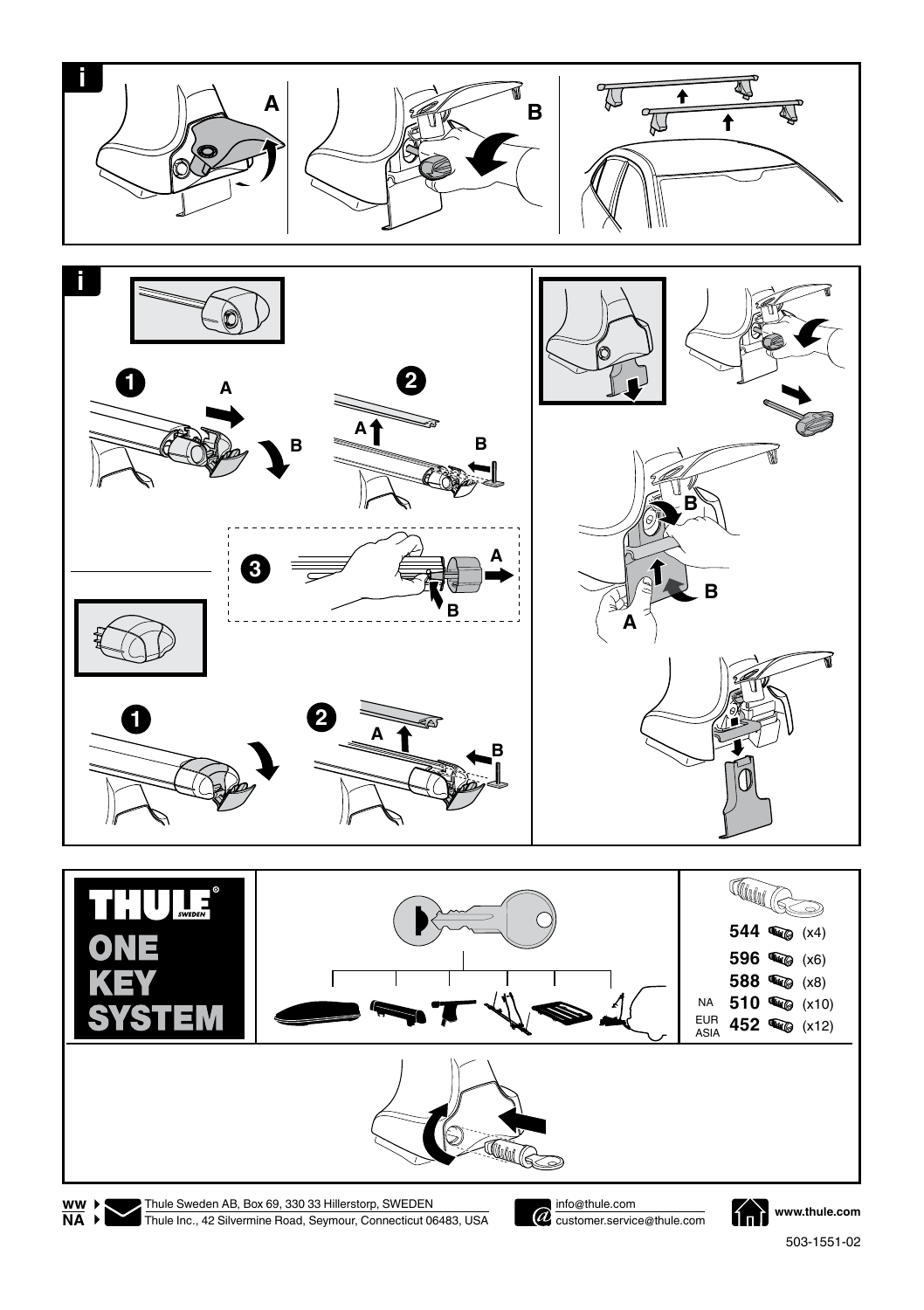i

A

B

i

1

A

B

2

A

B

3

A

B

1

2

A

B

B

B

A

THULE SWEDEN

ONE KEY SYSTEM

| | | | |
|---|---|---|---|
| | 544 | | (x4) |
| | 596 | | (x6) |
| | 588 | | (x8) |
| NA | 510 | | (x10) |
| EUR ASIA | 452 | | (x12) |

WW ▸ Thule Sweden AB, Box 69, 330 33 Hillerstorp, SWEDEN

NA ▸ Thule Inc., 42 Silvermine Road, Seymour, Connecticut 06483, USA

info@thule.com

customer.service@thule.com

www.thule.com

503-1551-02